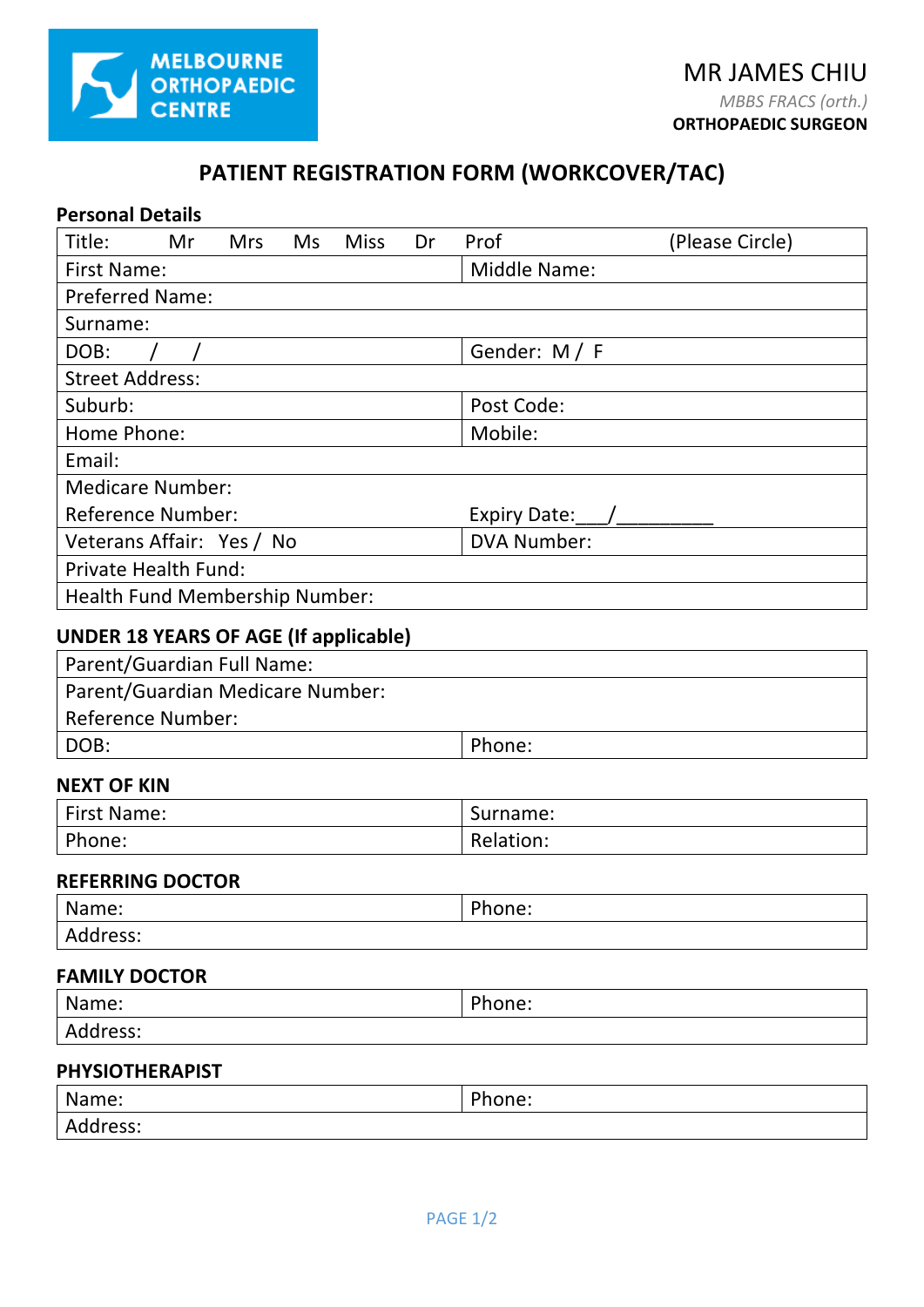MELBOURNE ORTHOPAEDIC CENTRE

MR JAMES CHIU

*MBBS FRACS (orth.)*

**ORTHOPAEDIC SURGEON**

# PATIENT REGISTRATION FORM (WORKCOVER/TAC)

**Personal Details**

| | |
|---|---|
| Title: Mr Mrs Ms Miss Dr Prof (Please Circle) | |
| First Name: | Middle Name: |
| Preferred Name: | |
| Surname: | |
| DOB: / / | Gender: M / F |
| Street Address: | |
| Suburb: | Post Code: |
| Home Phone: | Mobile: |
| Email: | |
| Medicare Number:<br>Reference Number: | Expiry Date:\_\_\_/\_\_\_\_\_\_\_\_\_ |
| Veterans Affair: Yes / No | DVA Number: |
| Private Health Fund: | |
| Health Fund Membership Number: | |

**UNDER 18 YEARS OF AGE (If applicable)**

| | |
|---|---|
| Parent/Guardian Full Name: | |
| Parent/Guardian Medicare Number:<br>Reference Number: | |
| DOB: | Phone: |

**NEXT OF KIN**

| | |
|---|---|
| First Name: | Surname: |
| Phone: | Relation: |

**REFERRING DOCTOR**

| | |
|---|---|
| Name: | Phone: |
| Address: | |

**FAMILY DOCTOR**

| | |
|---|---|
| Name: | Phone: |
| Address: | |

**PHYSIOTHERAPIST**

| | |
|---|---|
| Name: | Phone: |
| Address: | |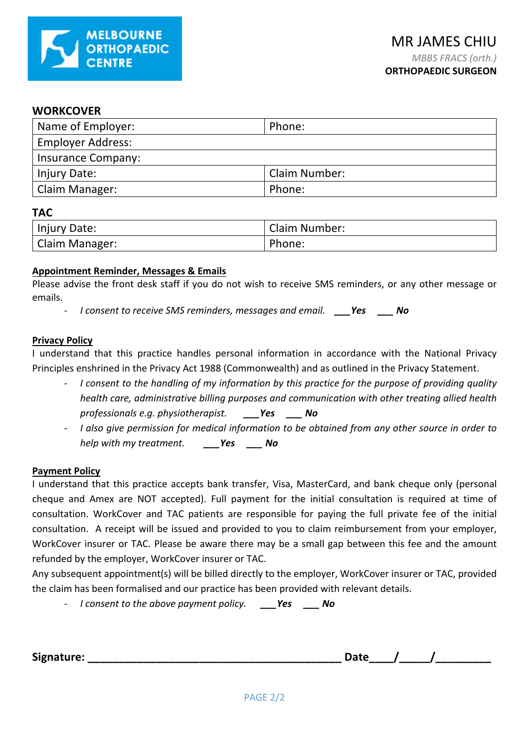MELBOURNE ORTHOPAEDIC CENTRE

# MR JAMES CHIU

*MBBS FRACS (orth.)*

**ORTHOPAEDIC SURGEON**

## WORKCOVER

| | |
|---|---|
| Name of Employer: | Phone: |
| Employer Address: | |
| Insurance Company: | |
| Injury Date: | Claim Number: |
| Claim Manager: | Phone: |

## TAC

| | |
|---|---|
| Injury Date: | Claim Number: |
| Claim Manager: | Phone: |

**Appointment Reminder, Messages & Emails**

Please advise the front desk staff if you do not wish to receive SMS reminders, or any other message or emails.

- *I consent to receive SMS reminders, messages and email.* ___***Yes*** ___ ***No***

**Privacy Policy**

I understand that this practice handles personal information in accordance with the National Privacy Principles enshrined in the Privacy Act 1988 (Commonwealth) and as outlined in the Privacy Statement.

- *I consent to the handling of my information by this practice for the purpose of providing quality health care, administrative billing purposes and communication with other treating allied health professionals e.g. physiotherapist.* ___***Yes*** ___ ***No***
- *I also give permission for medical information to be obtained from any other source in order to help with my treatment.* ___***Yes*** ___ ***No***

**Payment Policy**

I understand that this practice accepts bank transfer, Visa, MasterCard, and bank cheque only (personal cheque and Amex are NOT accepted). Full payment for the initial consultation is required at time of consultation. WorkCover and TAC patients are responsible for paying the full private fee of the initial consultation. A receipt will be issued and provided to you to claim reimbursement from your employer, WorkCover insurer or TAC. Please be aware there may be a small gap between this fee and the amount refunded by the employer, WorkCover insurer or TAC.

Any subsequent appointment(s) will be billed directly to the employer, WorkCover insurer or TAC, provided the claim has been formalised and our practice has been provided with relevant details.

- *I consent to the above payment policy.* ___***Yes*** ___ ***No***

**Signature:** __________________________________________ **Date**____/_____/_________